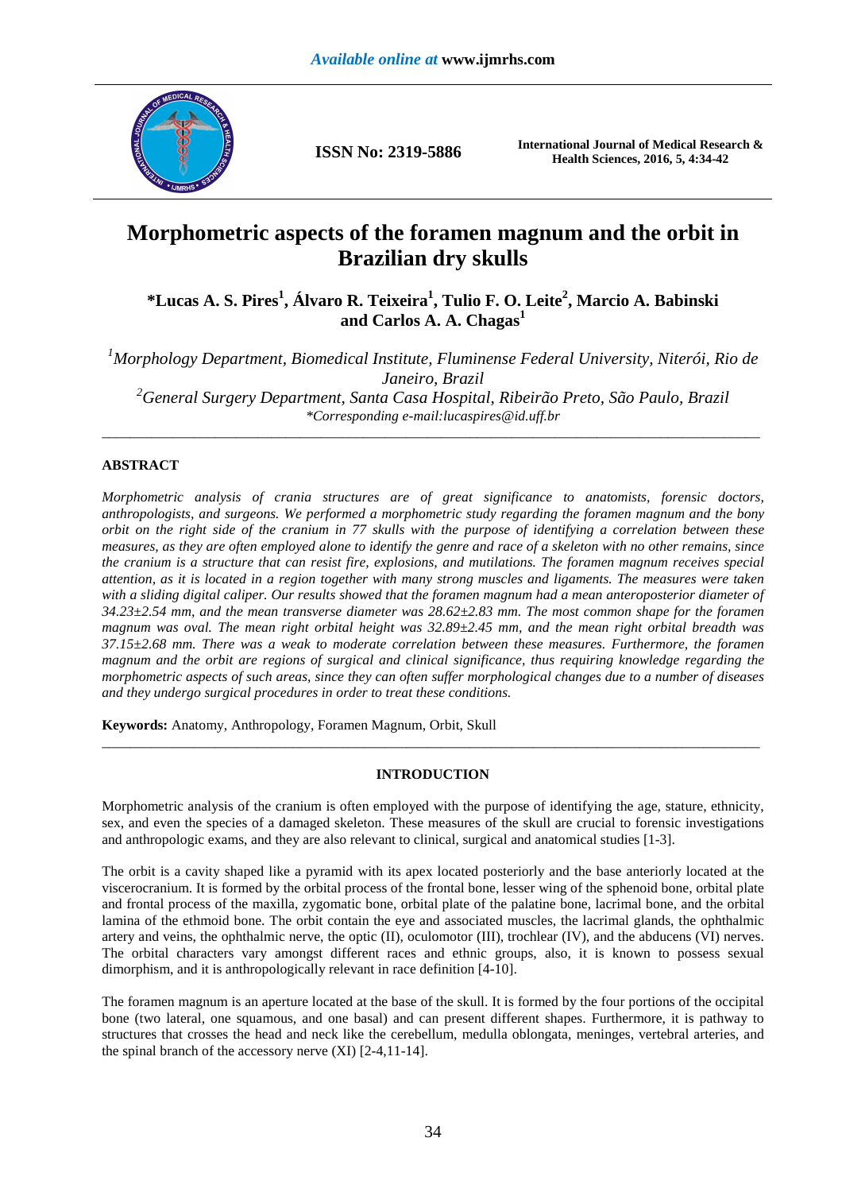# Morphometric aspects of the foramen magnum and the orbit in Brazilian dry skulls

**\*Lucas A. S. Pires[1], Álvaro R. Teixeira[1], Tulio F. O. Leite[2], Marcio A. Babinski and Carlos A. A. Chagas[1]**

[1]*Morphology Department, Biomedical Institute, Fluminense Federal University, Niterói, Rio de Janeiro, Brazil*

[2]*General Surgery Department, Santa Casa Hospital, Ribeirão Preto, São Paulo, Brazil*

*\*Corresponding e-mail:lucaspires@id.uff.br*

---

## ABSTRACT

*Morphometric analysis of crania structures are of great significance to anatomists, forensic doctors, anthropologists, and surgeons. We performed a morphometric study regarding the foramen magnum and the bony orbit on the right side of the cranium in 77 skulls with the purpose of identifying a correlation between these measures, as they are often employed alone to identify the genre and race of a skeleton with no other remains, since the cranium is a structure that can resist fire, explosions, and mutilations. The foramen magnum receives special attention, as it is located in a region together with many strong muscles and ligaments. The measures were taken with a sliding digital caliper. Our results showed that the foramen magnum had a mean anteroposterior diameter of 34.23±2.54 mm, and the mean transverse diameter was 28.62±2.83 mm. The most common shape for the foramen magnum was oval. The mean right orbital height was 32.89±2.45 mm, and the mean right orbital breadth was 37.15±2.68 mm. There was a weak to moderate correlation between these measures. Furthermore, the foramen magnum and the orbit are regions of surgical and clinical significance, thus requiring knowledge regarding the morphometric aspects of such areas, since they can often suffer morphological changes due to a number of diseases and they undergo surgical procedures in order to treat these conditions.*

**Keywords:** Anatomy, Anthropology, Foramen Magnum, Orbit, Skull

---

## INTRODUCTION

Morphometric analysis of the cranium is often employed with the purpose of identifying the age, stature, ethnicity, sex, and even the species of a damaged skeleton. These measures of the skull are crucial to forensic investigations and anthropologic exams, and they are also relevant to clinical, surgical and anatomical studies [1-3].

The orbit is a cavity shaped like a pyramid with its apex located posteriorly and the base anteriorly located at the viscerocranium. It is formed by the orbital process of the frontal bone, lesser wing of the sphenoid bone, orbital plate and frontal process of the maxilla, zygomatic bone, orbital plate of the palatine bone, lacrimal bone, and the orbital lamina of the ethmoid bone. The orbit contain the eye and associated muscles, the lacrimal glands, the ophthalmic artery and veins, the ophthalmic nerve, the optic (II), oculomotor (III), trochlear (IV), and the abducens (VI) nerves. The orbital characters vary amongst different races and ethnic groups, also, it is known to possess sexual dimorphism, and it is anthropologically relevant in race definition [4-10].

The foramen magnum is an aperture located at the base of the skull. It is formed by the four portions of the occipital bone (two lateral, one squamous, and one basal) and can present different shapes. Furthermore, it is pathway to structures that crosses the head and neck like the cerebellum, medulla oblongata, meninges, vertebral arteries, and the spinal branch of the accessory nerve (XI) [2-4,11-14].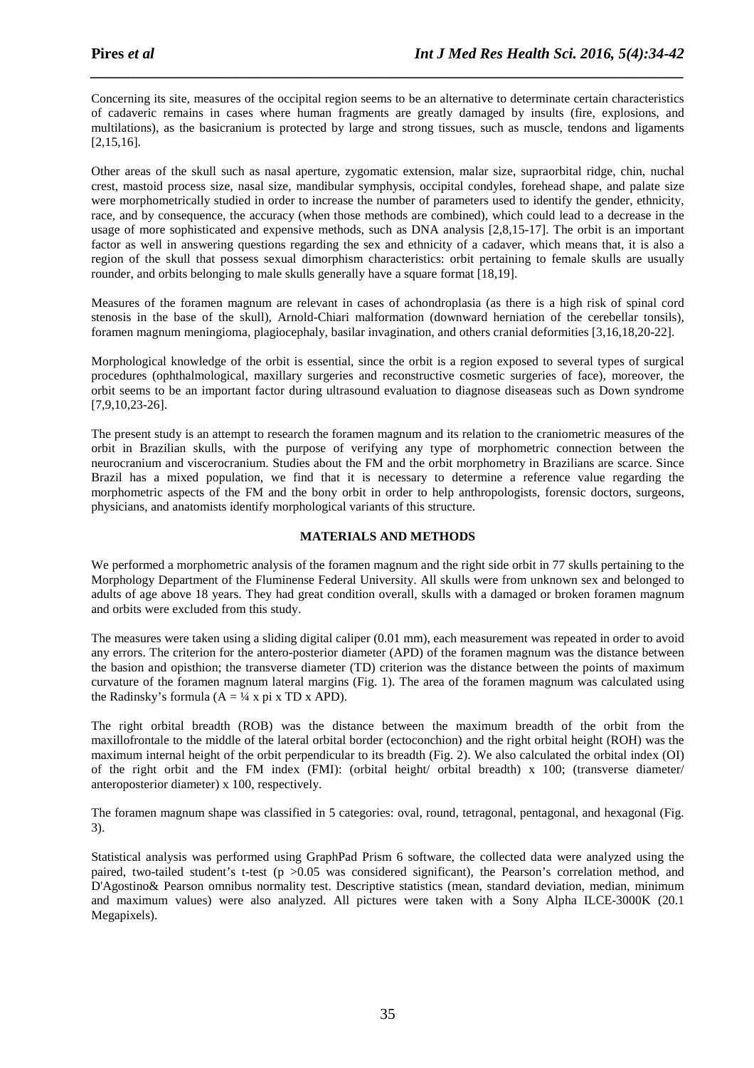Concerning its site, measures of the occipital region seems to be an alternative to determinate certain characteristics of cadaveric remains in cases where human fragments are greatly damaged by insults (fire, explosions, and multilations), as the basicranium is protected by large and strong tissues, such as muscle, tendons and ligaments [2,15,16].

Other areas of the skull such as nasal aperture, zygomatic extension, malar size, supraorbital ridge, chin, nuchal crest, mastoid process size, nasal size, mandibular symphysis, occipital condyles, forehead shape, and palate size were morphometrically studied in order to increase the number of parameters used to identify the gender, ethnicity, race, and by consequence, the accuracy (when those methods are combined), which could lead to a decrease in the usage of more sophisticated and expensive methods, such as DNA analysis [2,8,15-17]. The orbit is an important factor as well in answering questions regarding the sex and ethnicity of a cadaver, which means that, it is also a region of the skull that possess sexual dimorphism characteristics: orbit pertaining to female skulls are usually rounder, and orbits belonging to male skulls generally have a square format [18,19].

Measures of the foramen magnum are relevant in cases of achondroplasia (as there is a high risk of spinal cord stenosis in the base of the skull), Arnold-Chiari malformation (downward herniation of the cerebellar tonsils), foramen magnum meningioma, plagiocephaly, basilar invagination, and others cranial deformities [3,16,18,20-22].

Morphological knowledge of the orbit is essential, since the orbit is a region exposed to several types of surgical procedures (ophthalmological, maxillary surgeries and reconstructive cosmetic surgeries of face), moreover, the orbit seems to be an important factor during ultrasound evaluation to diagnose diseaseas such as Down syndrome [7,9,10,23-26].

The present study is an attempt to research the foramen magnum and its relation to the craniometric measures of the orbit in Brazilian skulls, with the purpose of verifying any type of morphometric connection between the neurocranium and viscerocranium. Studies about the FM and the orbit morphometry in Brazilians are scarce. Since Brazil has a mixed population, we find that it is necessary to determine a reference value regarding the morphometric aspects of the FM and the bony orbit in order to help anthropologists, forensic doctors, surgeons, physicians, and anatomists identify morphological variants of this structure.

## MATERIALS AND METHODS

We performed a morphometric analysis of the foramen magnum and the right side orbit in 77 skulls pertaining to the Morphology Department of the Fluminense Federal University. All skulls were from unknown sex and belonged to adults of age above 18 years. They had great condition overall, skulls with a damaged or broken foramen magnum and orbits were excluded from this study.

The measures were taken using a sliding digital caliper (0.01 mm), each measurement was repeated in order to avoid any errors. The criterion for the antero-posterior diameter (APD) of the foramen magnum was the distance between the basion and opisthion; the transverse diameter (TD) criterion was the distance between the points of maximum curvature of the foramen magnum lateral margins (Fig. 1). The area of the foramen magnum was calculated using the Radinsky's formula ($A = \frac{1}{4} \times \pi \times TD \times APD$).

The right orbital breadth (ROB) was the distance between the maximum breadth of the orbit from the maxillofrontale to the middle of the lateral orbital border (ectoconchion) and the right orbital height (ROH) was the maximum internal height of the orbit perpendicular to its breadth (Fig. 2). We also calculated the orbital index (OI) of the right orbit and the FM index (FMI): (orbital height/ orbital breadth) x 100; (transverse diameter/ anteroposterior diameter) x 100, respectively.

The foramen magnum shape was classified in 5 categories: oval, round, tetragonal, pentagonal, and hexagonal (Fig. 3).

Statistical analysis was performed using GraphPad Prism 6 software, the collected data were analyzed using the paired, two-tailed student's t-test ($p > 0.05$ was considered significant), the Pearson's correlation method, and D'Agostino& Pearson omnibus normality test. Descriptive statistics (mean, standard deviation, median, minimum and maximum values) were also analyzed. All pictures were taken with a Sony Alpha ILCE-3000K (20.1 Megapixels).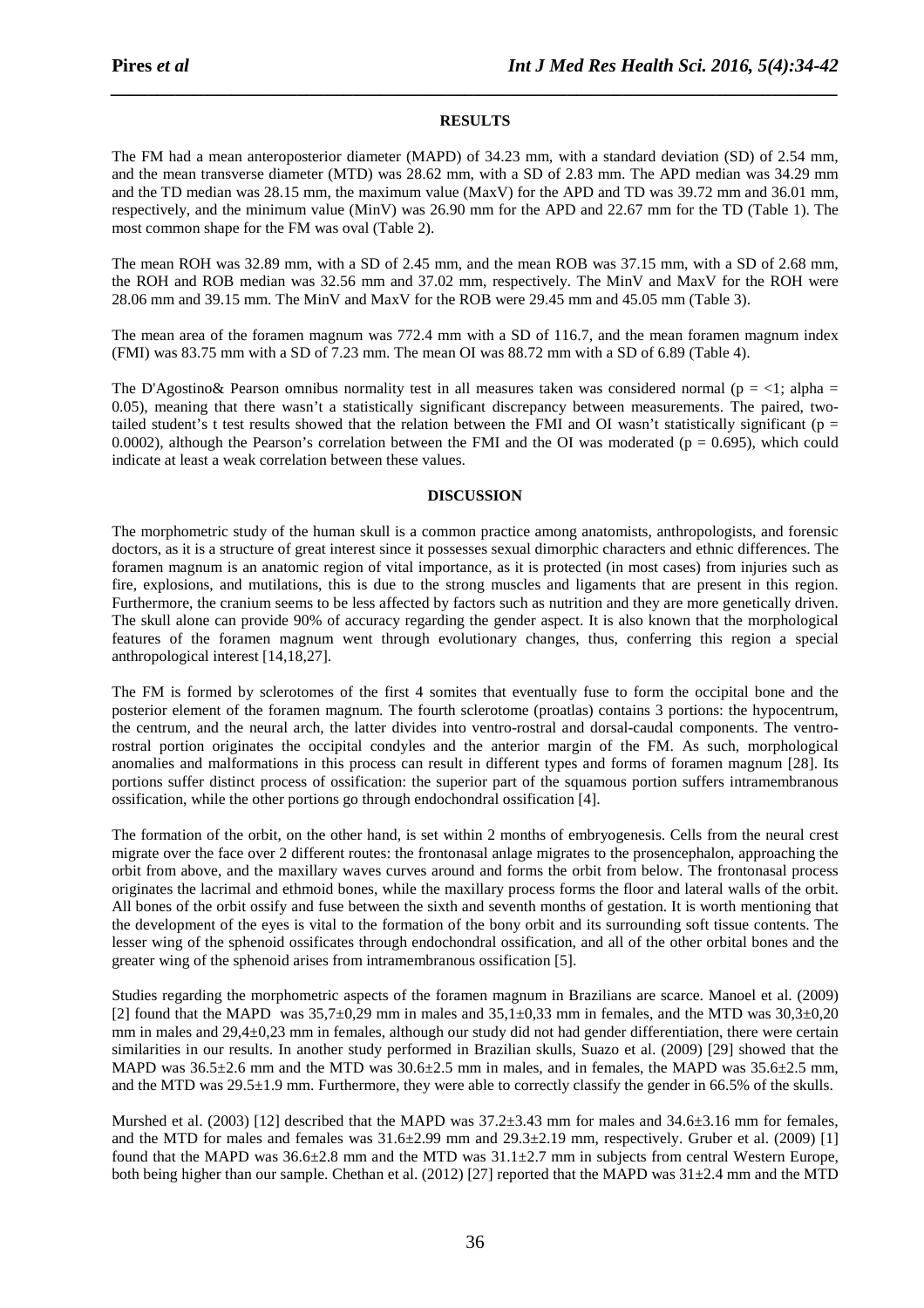## RESULTS

The FM had a mean anteroposterior diameter (MAPD) of 34.23 mm, with a standard deviation (SD) of 2.54 mm, and the mean transverse diameter (MTD) was 28.62 mm, with a SD of 2.83 mm. The APD median was 34.29 mm and the TD median was 28.15 mm, the maximum value (MaxV) for the APD and TD was 39.72 mm and 36.01 mm, respectively, and the minimum value (MinV) was 26.90 mm for the APD and 22.67 mm for the TD (Table 1). The most common shape for the FM was oval (Table 2).

The mean ROH was 32.89 mm, with a SD of 2.45 mm, and the mean ROB was 37.15 mm, with a SD of 2.68 mm, the ROH and ROB median was 32.56 mm and 37.02 mm, respectively. The MinV and MaxV for the ROH were 28.06 mm and 39.15 mm. The MinV and MaxV for the ROB were 29.45 mm and 45.05 mm (Table 3).

The mean area of the foramen magnum was 772.4 mm with a SD of 116.7, and the mean foramen magnum index (FMI) was 83.75 mm with a SD of 7.23 mm. The mean OI was 88.72 mm with a SD of 6.89 (Table 4).

The D'Agostino& Pearson omnibus normality test in all measures taken was considered normal ($p = <1$; alpha = 0.05), meaning that there wasn't a statistically significant discrepancy between measurements. The paired, two-tailed student's t test results showed that the relation between the FMI and OI wasn't statistically significant ($p = 0.0002$), although the Pearson's correlation between the FMI and the OI was moderated ($p = 0.695$), which could indicate at least a weak correlation between these values.

## DISCUSSION

The morphometric study of the human skull is a common practice among anatomists, anthropologists, and forensic doctors, as it is a structure of great interest since it possesses sexual dimorphic characters and ethnic differences. The foramen magnum is an anatomic region of vital importance, as it is protected (in most cases) from injuries such as fire, explosions, and mutilations, this is due to the strong muscles and ligaments that are present in this region. Furthermore, the cranium seems to be less affected by factors such as nutrition and they are more genetically driven. The skull alone can provide 90% of accuracy regarding the gender aspect. It is also known that the morphological features of the foramen magnum went through evolutionary changes, thus, conferring this region a special anthropological interest [14,18,27].

The FM is formed by sclerotomes of the first 4 somites that eventually fuse to form the occipital bone and the posterior element of the foramen magnum. The fourth sclerotome (proatlas) contains 3 portions: the hypocentrum, the centrum, and the neural arch, the latter divides into ventro-rostral and dorsal-caudal components. The ventro-rostral portion originates the occipital condyles and the anterior margin of the FM. As such, morphological anomalies and malformations in this process can result in different types and forms of foramen magnum [28]. Its portions suffer distinct process of ossification: the superior part of the squamous portion suffers intramembranous ossification, while the other portions go through endochondral ossification [4].

The formation of the orbit, on the other hand, is set within 2 months of embryogenesis. Cells from the neural crest migrate over the face over 2 different routes: the frontonasal anlage migrates to the prosencephalon, approaching the orbit from above, and the maxillary waves curves around and forms the orbit from below. The frontonasal process originates the lacrimal and ethmoid bones, while the maxillary process forms the floor and lateral walls of the orbit. All bones of the orbit ossify and fuse between the sixth and seventh months of gestation. It is worth mentioning that the development of the eyes is vital to the formation of the bony orbit and its surrounding soft tissue contents. The lesser wing of the sphenoid ossificates through endochondral ossification, and all of the other orbital bones and the greater wing of the sphenoid arises from intramembranous ossification [5].

Studies regarding the morphometric aspects of the foramen magnum in Brazilians are scarce. Manoel et al. (2009) [2] found that the MAPD was 35,7±0,29 mm in males and 35,1±0,33 mm in females, and the MTD was 30,3±0,20 mm in males and 29,4±0,23 mm in females, although our study did not had gender differentiation, there were certain similarities in our results. In another study performed in Brazilian skulls, Suazo et al. (2009) [29] showed that the MAPD was 36.5±2.6 mm and the MTD was 30.6±2.5 mm in males, and in females, the MAPD was 35.6±2.5 mm, and the MTD was 29.5±1.9 mm. Furthermore, they were able to correctly classify the gender in 66.5% of the skulls.

Murshed et al. (2003) [12] described that the MAPD was 37.2±3.43 mm for males and 34.6±3.16 mm for females, and the MTD for males and females was 31.6±2.99 mm and 29.3±2.19 mm, respectively. Gruber et al. (2009) [1] found that the MAPD was 36.6±2.8 mm and the MTD was 31.1±2.7 mm in subjects from central Western Europe, both being higher than our sample. Chethan et al. (2012) [27] reported that the MAPD was 31±2.4 mm and the MTD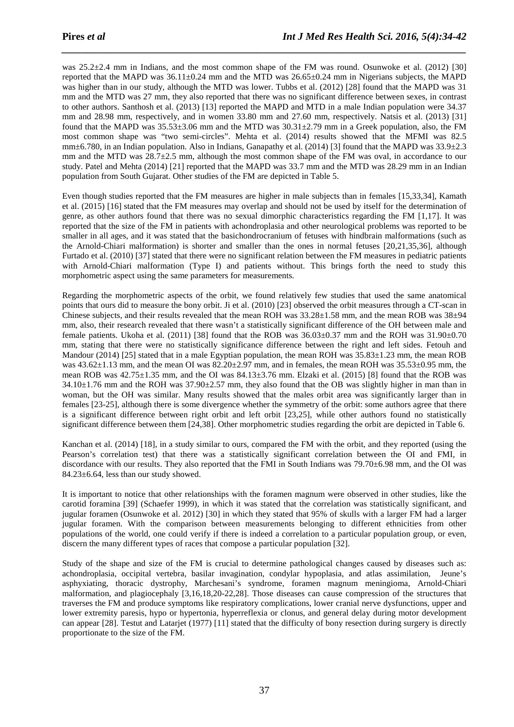was 25.2±2.4 mm in Indians, and the most common shape of the FM was round. Osunwoke et al. (2012) [30] reported that the MAPD was 36.11±0.24 mm and the MTD was 26.65±0.24 mm in Nigerians subjects, the MAPD was higher than in our study, although the MTD was lower. Tubbs et al. (2012) [28] found that the MAPD was 31 mm and the MTD was 27 mm, they also reported that there was no significant difference between sexes, in contrast to other authors. Santhosh et al. (2013) [13] reported the MAPD and MTD in a male Indian population were 34.37 mm and 28.98 mm, respectively, and in women 33.80 mm and 27.60 mm, respectively. Natsis et al. (2013) [31] found that the MAPD was 35.53±3.06 mm and the MTD was 30.31±2.79 mm in a Greek population, also, the FM most common shape was "two semi-circles". Mehta et al. (2014) results showed that the MFMI was 82.5 mm±6.780, in an Indian population. Also in Indians, Ganapathy et al. (2014) [3] found that the MAPD was 33.9±2.3 mm and the MTD was 28.7±2.5 mm, although the most common shape of the FM was oval, in accordance to our study. Patel and Mehta (2014) [21] reported that the MAPD was 33.7 mm and the MTD was 28.29 mm in an Indian population from South Gujarat. Other studies of the FM are depicted in Table 5.

Even though studies reported that the FM measures are higher in male subjects than in females [15,33,34], Kamath et al. (2015) [16] stated that the FM measures may overlap and should not be used by itself for the determination of genre, as other authors found that there was no sexual dimorphic characteristics regarding the FM [1,17]. It was reported that the size of the FM in patients with achondroplasia and other neurological problems was reported to be smaller in all ages, and it was stated that the basichondrocranium of fetuses with hindbrain malformations (such as the Arnold-Chiari malformation) is shorter and smaller than the ones in normal fetuses [20,21,35,36], although Furtado et al. (2010) [37] stated that there were no significant relation between the FM measures in pediatric patients with Arnold-Chiari malformation (Type I) and patients without. This brings forth the need to study this morphometric aspect using the same parameters for measurements.

Regarding the morphometric aspects of the orbit, we found relatively few studies that used the same anatomical points that ours did to measure the bony orbit. Ji et al. (2010) [23] observed the orbit measures through a CT-scan in Chinese subjects, and their results revealed that the mean ROH was 33.28±1.58 mm, and the mean ROB was 38±94 mm, also, their research revealed that there wasn't a statistically significant difference of the OH between male and female patients. Ukoha et al. (2011) [38] found that the ROB was 36.03±0.37 mm and the ROH was 31.90±0.70 mm, stating that there were no statistically significance difference between the right and left sides. Fetouh and Mandour (2014) [25] stated that in a male Egyptian population, the mean ROH was 35.83±1.23 mm, the mean ROB was 43.62±1.13 mm, and the mean OI was 82.20±2.97 mm, and in females, the mean ROH was 35.53±0.95 mm, the mean ROB was 42.75±1.35 mm, and the OI was 84.13±3.76 mm. Elzaki et al. (2015) [8] found that the ROB was 34.10±1.76 mm and the ROH was 37.90±2.57 mm, they also found that the OB was slightly higher in man than in woman, but the OH was similar. Many results showed that the males orbit area was significantly larger than in females [23-25], although there is some divergence whether the symmetry of the orbit: some authors agree that there is a significant difference between right orbit and left orbit [23,25], while other authors found no statistically significant difference between them [24,38]. Other morphometric studies regarding the orbit are depicted in Table 6.

Kanchan et al. (2014) [18], in a study similar to ours, compared the FM with the orbit, and they reported (using the Pearson's correlation test) that there was a statistically significant correlation between the OI and FMI, in discordance with our results. They also reported that the FMI in South Indians was 79.70±6.98 mm, and the OI was 84.23±6.64, less than our study showed.

It is important to notice that other relationships with the foramen magnum were observed in other studies, like the carotid foramina [39] (Schaefer 1999), in which it was stated that the correlation was statistically significant, and jugular foramen (Osunwoke et al. 2012) [30] in which they stated that 95% of skulls with a larger FM had a larger jugular foramen. With the comparison between measurements belonging to different ethnicities from other populations of the world, one could verify if there is indeed a correlation to a particular population group, or even, discern the many different types of races that compose a particular population [32].

Study of the shape and size of the FM is crucial to determine pathological changes caused by diseases such as: achondroplasia, occipital vertebra, basilar invagination, condylar hypoplasia, and atlas assimilation, Jeune's asphyxiating, thoracic dystrophy, Marchesani's syndrome, foramen magnum meningioma, Arnold-Chiari malformation, and plagiocephaly [3,16,18,20-22,28]. Those diseases can cause compression of the structures that traverses the FM and produce symptoms like respiratory complications, lower cranial nerve dysfunctions, upper and lower extremity paresis, hypo or hypertonia, hyperreflexia or clonus, and general delay during motor development can appear [28]. Testut and Latarjet (1977) [11] stated that the difficulty of bony resection during surgery is directly proportionate to the size of the FM.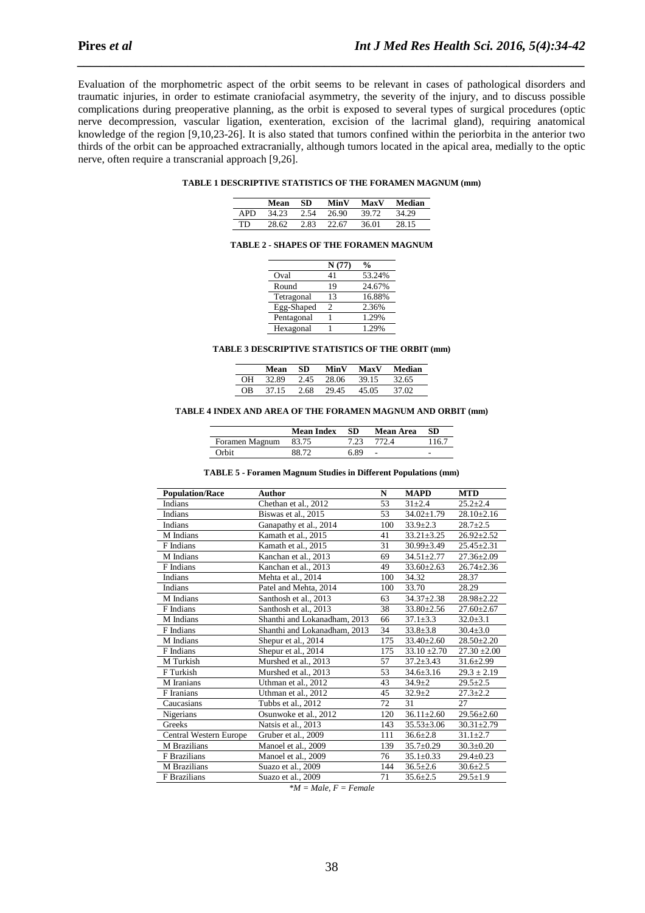Evaluation of the morphometric aspect of the orbit seems to be relevant in cases of pathological disorders and traumatic injuries, in order to estimate craniofacial asymmetry, the severity of the injury, and to discuss possible complications during preoperative planning, as the orbit is exposed to several types of surgical procedures (optic nerve decompression, vascular ligation, exenteration, excision of the lacrimal gland), requiring anatomical knowledge of the region [9,10,23-26]. It is also stated that tumors confined within the periorbita in the anterior two thirds of the orbit can be approached extracranially, although tumors located in the apical area, medially to the optic nerve, often require a transcranial approach [9,26].

**TABLE 1 DESCRIPTIVE STATISTICS OF THE FORAMEN MAGNUM (mm)**

| | Mean | SD | MinV | MaxV | Median |
|---|---|---|---|---|---|
| APD | 34.23 | 2.54 | 26.90 | 39.72 | 34.29 |
| TD | 28.62 | 2.83 | 22.67 | 36.01 | 28.15 |

**TABLE 2 - SHAPES OF THE FORAMEN MAGNUM**

| | N (77) | % |
|---|---|---|
| Oval | 41 | 53.24% |
| Round | 19 | 24.67% |
| Tetragonal | 13 | 16.88% |
| Egg-Shaped | 2 | 2.36% |
| Pentagonal | 1 | 1.29% |
| Hexagonal | 1 | 1.29% |

**TABLE 3 DESCRIPTIVE STATISTICS OF THE ORBIT (mm)**

| | Mean | SD | MinV | MaxV | Median |
|---|---|---|---|---|---|
| OH | 32.89 | 2.45 | 28.06 | 39.15 | 32.65 |
| OB | 37.15 | 2.68 | 29.45 | 45.05 | 37.02 |

**TABLE 4 INDEX AND AREA OF THE FORAMEN MAGNUM AND ORBIT (mm)**

| | Mean Index | SD | Mean Area | SD |
|---|---|---|---|---|
| Foramen Magnum | 83.75 | 7.23 | 772.4 | 116.7 |
| Orbit | 88.72 | 6.89 | - | - |

**TABLE 5 - Foramen Magnum Studies in Different Populations (mm)**

| Population/Race | Author | N | MAPD | MTD |
|---|---|---|---|---|
| Indians | Chethan et al., 2012 | 53 | 31±2.4 | 25.2±2.4 |
| Indians | Biswas et al., 2015 | 53 | 34.02±1.79 | 28.10±2.16 |
| Indians | Ganapathy et al., 2014 | 100 | 33.9±2.3 | 28.7±2.5 |
| M Indians | Kamath et al., 2015 | 41 | 33.21±3.25 | 26.92±2.52 |
| F Indians | Kamath et al., 2015 | 31 | 30.99±3.49 | 25.45±2.31 |
| M Indians | Kanchan et al., 2013 | 69 | 34.51±2.77 | 27.36±2.09 |
| F Indians | Kanchan et al., 2013 | 49 | 33.60±2.63 | 26.74±2.36 |
| Indians | Mehta et al., 2014 | 100 | 34.32 | 28.37 |
| Indians | Patel and Mehta, 2014 | 100 | 33.70 | 28.29 |
| M Indians | Santhosh et al., 2013 | 63 | 34.37±2.38 | 28.98±2.22 |
| F Indians | Santhosh et al., 2013 | 38 | 33.80±2.56 | 27.60±2.67 |
| M Indians | Shanthi and Lokanadham, 2013 | 66 | 37.1±3.3 | 32.0±3.1 |
| F Indians | Shanthi and Lokanadham, 2013 | 34 | 33.8±3.8 | 30.4±3.0 |
| M Indians | Shepur et al., 2014 | 175 | 33.40±2.60 | 28.50±2.20 |
| F Indians | Shepur et al., 2014 | 175 | 33.10 ±2.70 | 27.30 ±2.00 |
| M Turkish | Murshed et al., 2013 | 57 | 37.2±3.43 | 31.6±2.99 |
| F Turkish | Murshed et al., 2013 | 53 | 34.6±3.16 | 29.3 ± 2.19 |
| M Iranians | Uthman et al., 2012 | 43 | 34.9±2 | 29.5±2.5 |
| F Iranians | Uthman et al., 2012 | 45 | 32.9±2 | 27.3±2.2 |
| Caucasians | Tubbs et al., 2012 | 72 | 31 | 27 |
| Nigerians | Osunwoke et al., 2012 | 120 | 36.11±2.60 | 29.56±2.60 |
| Greeks | Natsis et al., 2013 | 143 | 35.53±3.06 | 30.31±2.79 |
| Central Western Europe | Gruber et al., 2009 | 111 | 36.6±2.8 | 31.1±2.7 |
| M Brazilians | Manoel et al., 2009 | 139 | 35.7±0.29 | 30.3±0.20 |
| F Brazilians | Manoel et al., 2009 | 76 | 35.1±0.33 | 29.4±0.23 |
| M Brazilians | Suazo et al., 2009 | 144 | 36.5±2.6 | 30.6±2.5 |
| F Brazilians | Suazo et al., 2009 | 71 | 35.6±2.5 | 29.5±1.9 |

*\*M = Male, F = Female*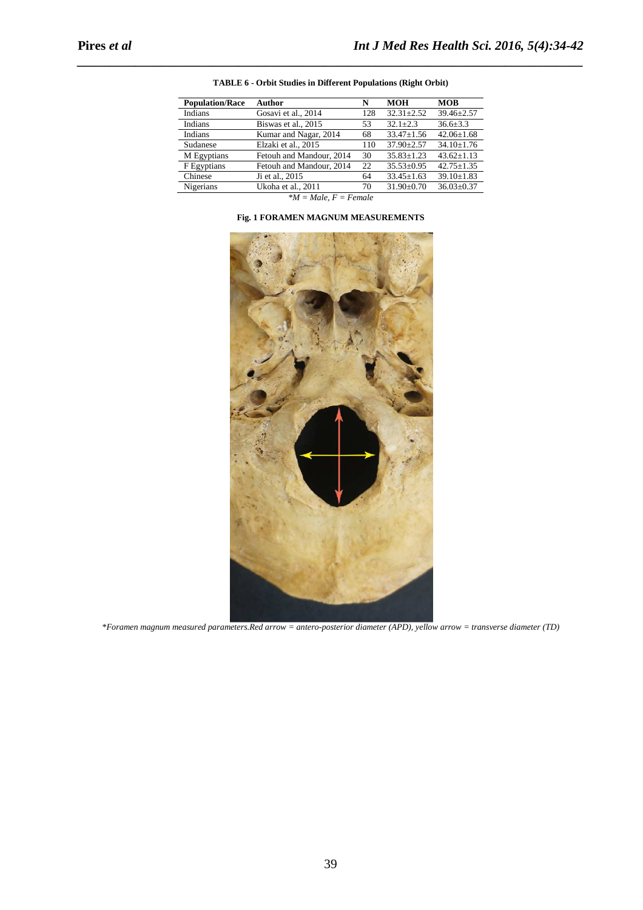**TABLE 6 - Orbit Studies in Different Populations (Right Orbit)**

| Population/Race | Author | N | MOH | MOB |
|---|---|---|---|---|
| Indians | Gosavi et al., 2014 | 128 | 32.31±2.52 | 39.46±2.57 |
| Indians | Biswas et al., 2015 | 53 | 32.1±2.3 | 36.6±3.3 |
| Indians | Kumar and Nagar, 2014 | 68 | 33.47±1.56 | 42.06±1.68 |
| Sudanese | Elzaki et al., 2015 | 110 | 37.90±2.57 | 34.10±1.76 |
| M Egyptians | Fetouh and Mandour, 2014 | 30 | 35.83±1.23 | 43.62±1.13 |
| F Egyptians | Fetouh and Mandour, 2014 | 22 | 35.53±0.95 | 42.75±1.35 |
| Chinese | Ji et al., 2015 | 64 | 33.45±1.63 | 39.10±1.83 |
| Nigerians | Ukoha et al., 2011 | 70 | 31.90±0.70 | 36.03±0.37 |

**M = Male, F = Female*

**Fig. 1 FORAMEN MAGNUM MEASUREMENTS**

**Foramen magnum measured parameters.Red arrow = antero-posterior diameter (APD), yellow arrow = transverse diameter (TD)*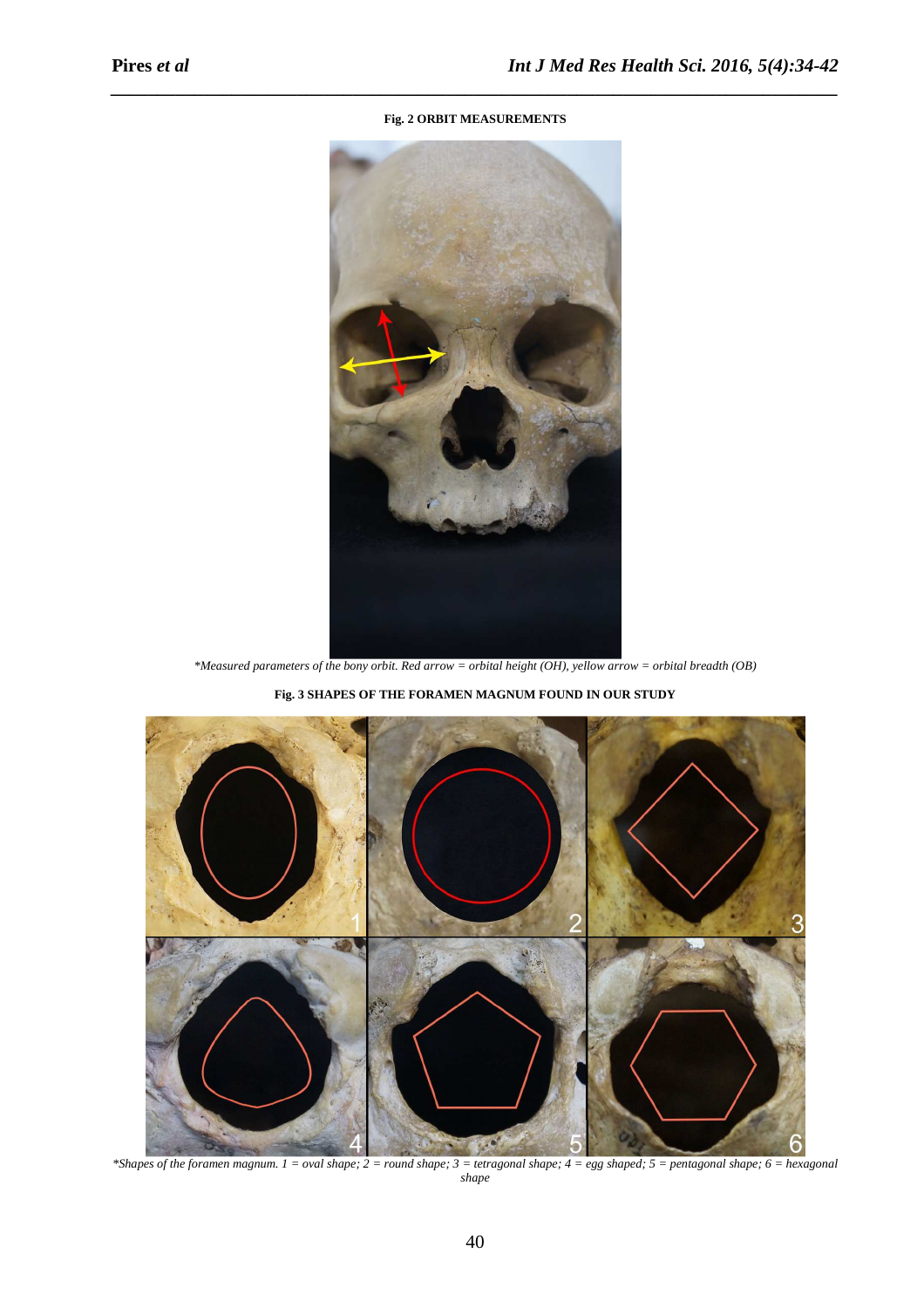**Fig. 2 ORBIT MEASUREMENTS**

*\*Measured parameters of the bony orbit. Red arrow = orbital height (OH), yellow arrow = orbital breadth (OB)*

**Fig. 3 SHAPES OF THE FORAMEN MAGNUM FOUND IN OUR STUDY**

*\*Shapes of the foramen magnum. 1 = oval shape; 2 = round shape; 3 = tetragonal shape; 4 = egg shaped; 5 = pentagonal shape; 6 = hexagonal shape*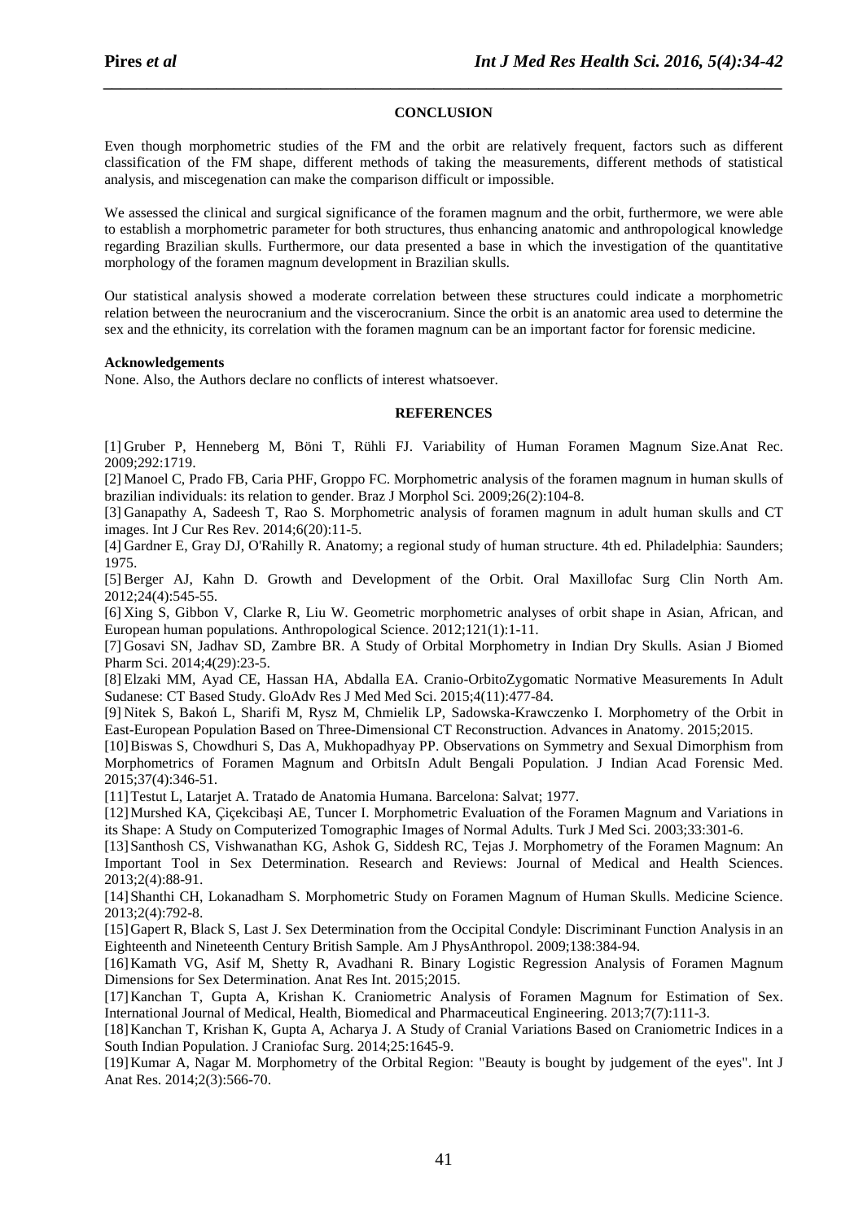## CONCLUSION

Even though morphometric studies of the FM and the orbit are relatively frequent, factors such as different classification of the FM shape, different methods of taking the measurements, different methods of statistical analysis, and miscegenation can make the comparison difficult or impossible.

We assessed the clinical and surgical significance of the foramen magnum and the orbit, furthermore, we were able to establish a morphometric parameter for both structures, thus enhancing anatomic and anthropological knowledge regarding Brazilian skulls. Furthermore, our data presented a base in which the investigation of the quantitative morphology of the foramen magnum development in Brazilian skulls.

Our statistical analysis showed a moderate correlation between these structures could indicate a morphometric relation between the neurocranium and the viscerocranium. Since the orbit is an anatomic area used to determine the sex and the ethnicity, its correlation with the foramen magnum can be an important factor for forensic medicine.

**Acknowledgements**

None. Also, the Authors declare no conflicts of interest whatsoever.

## REFERENCES

[1] Gruber P, Henneberg M, Böni T, Rühli FJ. Variability of Human Foramen Magnum Size.Anat Rec. 2009;292:1719.

[2] Manoel C, Prado FB, Caria PHF, Groppo FC. Morphometric analysis of the foramen magnum in human skulls of brazilian individuals: its relation to gender. Braz J Morphol Sci. 2009;26(2):104-8.

[3] Ganapathy A, Sadeesh T, Rao S. Morphometric analysis of foramen magnum in adult human skulls and CT images. Int J Cur Res Rev. 2014;6(20):11-5.

[4] Gardner E, Gray DJ, O'Rahilly R. Anatomy; a regional study of human structure. 4th ed. Philadelphia: Saunders; 1975.

[5] Berger AJ, Kahn D. Growth and Development of the Orbit. Oral Maxillofac Surg Clin North Am. 2012;24(4):545-55.

[6] Xing S, Gibbon V, Clarke R, Liu W. Geometric morphometric analyses of orbit shape in Asian, African, and European human populations. Anthropological Science. 2012;121(1):1-11.

[7] Gosavi SN, Jadhav SD, Zambre BR. A Study of Orbital Morphometry in Indian Dry Skulls. Asian J Biomed Pharm Sci. 2014;4(29):23-5.

[8] Elzaki MM, Ayad CE, Hassan HA, Abdalla EA. Cranio-OrbitoZygomatic Normative Measurements In Adult Sudanese: CT Based Study. GloAdv Res J Med Med Sci. 2015;4(11):477-84.

[9] Nitek S, Bakoń L, Sharifi M, Rysz M, Chmielik LP, Sadowska-Krawczenko I. Morphometry of the Orbit in East-European Population Based on Three-Dimensional CT Reconstruction. Advances in Anatomy. 2015;2015.

[10] Biswas S, Chowdhuri S, Das A, Mukhopadhyay PP. Observations on Symmetry and Sexual Dimorphism from Morphometrics of Foramen Magnum and OrbitsIn Adult Bengali Population. J Indian Acad Forensic Med. 2015;37(4):346-51.

[11] Testut L, Latarjet A. Tratado de Anatomia Humana. Barcelona: Salvat; 1977.

[12] Murshed KA, Çiçekcibaşi AE, Tuncer I. Morphometric Evaluation of the Foramen Magnum and Variations in its Shape: A Study on Computerized Tomographic Images of Normal Adults. Turk J Med Sci. 2003;33:301-6.

[13] Santhosh CS, Vishwanathan KG, Ashok G, Siddesh RC, Tejas J. Morphometry of the Foramen Magnum: An Important Tool in Sex Determination. Research and Reviews: Journal of Medical and Health Sciences. 2013;2(4):88-91.

[14] Shanthi CH, Lokanadham S. Morphometric Study on Foramen Magnum of Human Skulls. Medicine Science. 2013;2(4):792-8.

[15] Gapert R, Black S, Last J. Sex Determination from the Occipital Condyle: Discriminant Function Analysis in an Eighteenth and Nineteenth Century British Sample. Am J PhysAnthropol. 2009;138:384-94.

[16] Kamath VG, Asif M, Shetty R, Avadhani R. Binary Logistic Regression Analysis of Foramen Magnum Dimensions for Sex Determination. Anat Res Int. 2015;2015.

[17] Kanchan T, Gupta A, Krishan K. Craniometric Analysis of Foramen Magnum for Estimation of Sex. International Journal of Medical, Health, Biomedical and Pharmaceutical Engineering. 2013;7(7):111-3.

[18] Kanchan T, Krishan K, Gupta A, Acharya J. A Study of Cranial Variations Based on Craniometric Indices in a South Indian Population. J Craniofac Surg. 2014;25:1645-9.

[19] Kumar A, Nagar M. Morphometry of the Orbital Region: "Beauty is bought by judgement of the eyes". Int J Anat Res. 2014;2(3):566-70.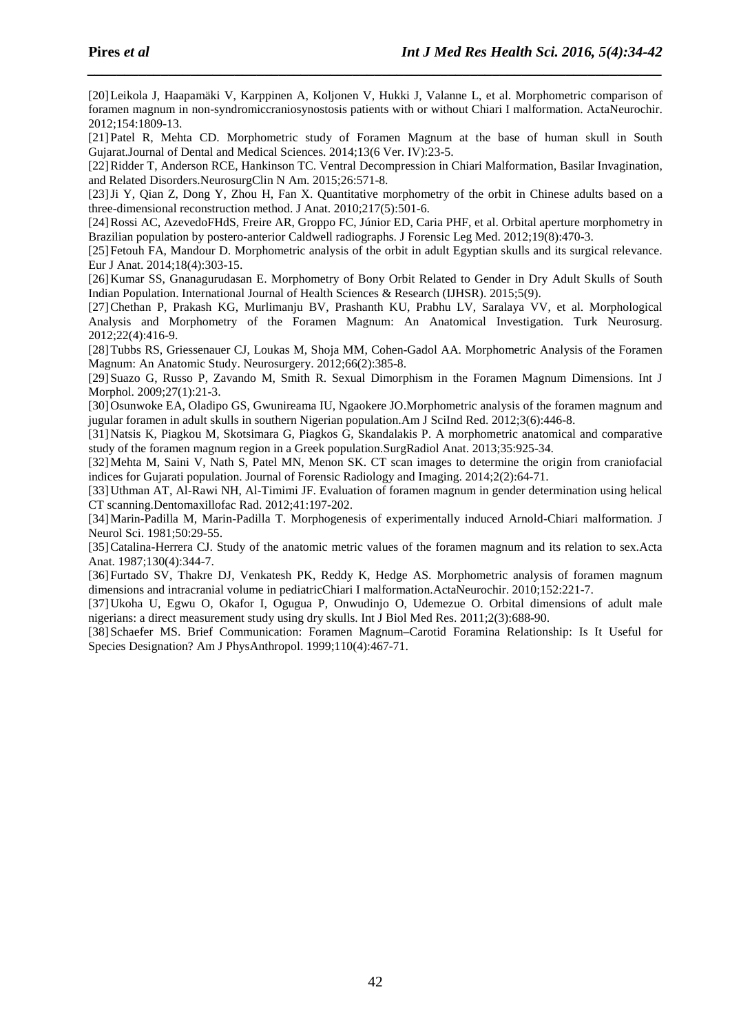[20] Leikola J, Haapamäki V, Karppinen A, Koljonen V, Hukki J, Valanne L, et al. Morphometric comparison of foramen magnum in non-syndromiccraniosynostosis patients with or without Chiari I malformation. ActaNeurochir. 2012;154:1809-13.

[21] Patel R, Mehta CD. Morphometric study of Foramen Magnum at the base of human skull in South Gujarat.Journal of Dental and Medical Sciences. 2014;13(6 Ver. IV):23-5.

[22] Ridder T, Anderson RCE, Hankinson TC. Ventral Decompression in Chiari Malformation, Basilar Invagination, and Related Disorders.NeurosurgClin N Am. 2015;26:571-8.

[23] Ji Y, Qian Z, Dong Y, Zhou H, Fan X. Quantitative morphometry of the orbit in Chinese adults based on a three-dimensional reconstruction method. J Anat. 2010;217(5):501-6.

[24] Rossi AC, AzevedoFHdS, Freire AR, Groppo FC, Júnior ED, Caria PHF, et al. Orbital aperture morphometry in Brazilian population by postero-anterior Caldwell radiographs. J Forensic Leg Med. 2012;19(8):470-3.

[25] Fetouh FA, Mandour D. Morphometric analysis of the orbit in adult Egyptian skulls and its surgical relevance. Eur J Anat. 2014;18(4):303-15.

[26] Kumar SS, Gnanagurudasan E. Morphometry of Bony Orbit Related to Gender in Dry Adult Skulls of South Indian Population. International Journal of Health Sciences & Research (IJHSR). 2015;5(9).

[27] Chethan P, Prakash KG, Murlimanju BV, Prashanth KU, Prabhu LV, Saralaya VV, et al. Morphological Analysis and Morphometry of the Foramen Magnum: An Anatomical Investigation. Turk Neurosurg. 2012;22(4):416-9.

[28] Tubbs RS, Griessenauer CJ, Loukas M, Shoja MM, Cohen-Gadol AA. Morphometric Analysis of the Foramen Magnum: An Anatomic Study. Neurosurgery. 2012;66(2):385-8.

[29] Suazo G, Russo P, Zavando M, Smith R. Sexual Dimorphism in the Foramen Magnum Dimensions. Int J Morphol. 2009;27(1):21-3.

[30] Osunwoke EA, Oladipo GS, Gwunireama IU, Ngaokere JO.Morphometric analysis of the foramen magnum and jugular foramen in adult skulls in southern Nigerian population.Am J SciInd Red. 2012;3(6):446-8.

[31] Natsis K, Piagkou M, Skotsimara G, Piagkos G, Skandalakis P. A morphometric anatomical and comparative study of the foramen magnum region in a Greek population.SurgRadiol Anat. 2013;35:925-34.

[32] Mehta M, Saini V, Nath S, Patel MN, Menon SK. CT scan images to determine the origin from craniofacial indices for Gujarati population. Journal of Forensic Radiology and Imaging. 2014;2(2):64-71.

[33] Uthman AT, Al-Rawi NH, Al-Timimi JF. Evaluation of foramen magnum in gender determination using helical CT scanning.Dentomaxillofac Rad. 2012;41:197-202.

[34] Marin-Padilla M, Marin-Padilla T. Morphogenesis of experimentally induced Arnold-Chiari malformation. J Neurol Sci. 1981;50:29-55.

[35] Catalina-Herrera CJ. Study of the anatomic metric values of the foramen magnum and its relation to sex.Acta Anat. 1987;130(4):344-7.

[36] Furtado SV, Thakre DJ, Venkatesh PK, Reddy K, Hedge AS. Morphometric analysis of foramen magnum dimensions and intracranial volume in pediatricChiari I malformation.ActaNeurochir. 2010;152:221-7.

[37] Ukoha U, Egwu O, Okafor I, Ogugua P, Onwudinjo O, Udemezue O. Orbital dimensions of adult male nigerians: a direct measurement study using dry skulls. Int J Biol Med Res. 2011;2(3):688-90.

[38] Schaefer MS. Brief Communication: Foramen Magnum–Carotid Foramina Relationship: Is It Useful for Species Designation? Am J PhysAnthropol. 1999;110(4):467-71.